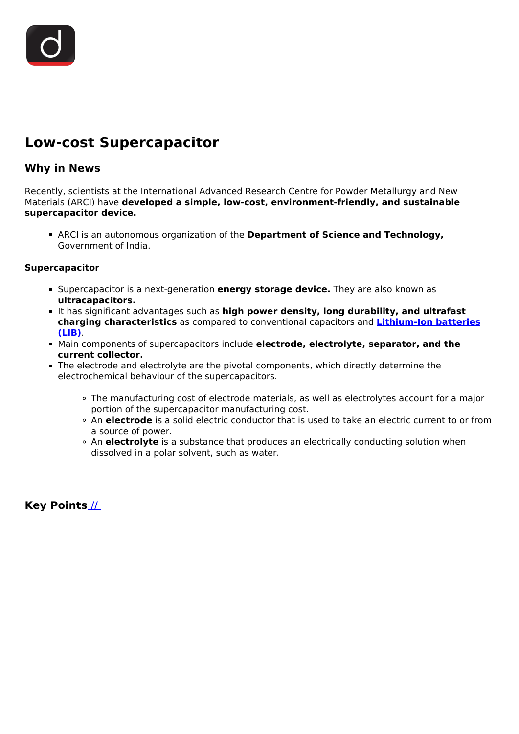# Low-cost Supercapacitor

## Why in News

Recently, scientists at the International Advanced Research Centre for Powder Metallurgy and New Materials (ARCI) have **developed a simple, low-cost, environment-friendly, and sustainable supercapacitor device.**

- ARCI is an autonomous organization of the **Department of Science and Technology,** Government of India.

### Supercapacitor

- Supercapacitor is a next-generation **energy storage device.** They are also known as **ultracapacitors.**
- It has significant advantages such as **high power density, long durability, and ultrafast charging characteristics** as compared to conventional capacitors and **Lithium-Ion batteries (LIB)**.
- Main components of supercapacitors include **electrode, electrolyte, separator, and the current collector.**
- The electrode and electrolyte are the pivotal components, which directly determine the electrochemical behaviour of the supercapacitors.
    - The manufacturing cost of electrode materials, as well as electrolytes account for a major portion of the supercapacitor manufacturing cost.
    - An **electrode** is a solid electric conductor that is used to take an electric current to or from a source of power.
    - An **electrolyte** is a substance that produces an electrically conducting solution when dissolved in a polar solvent, such as water.

## Key Points //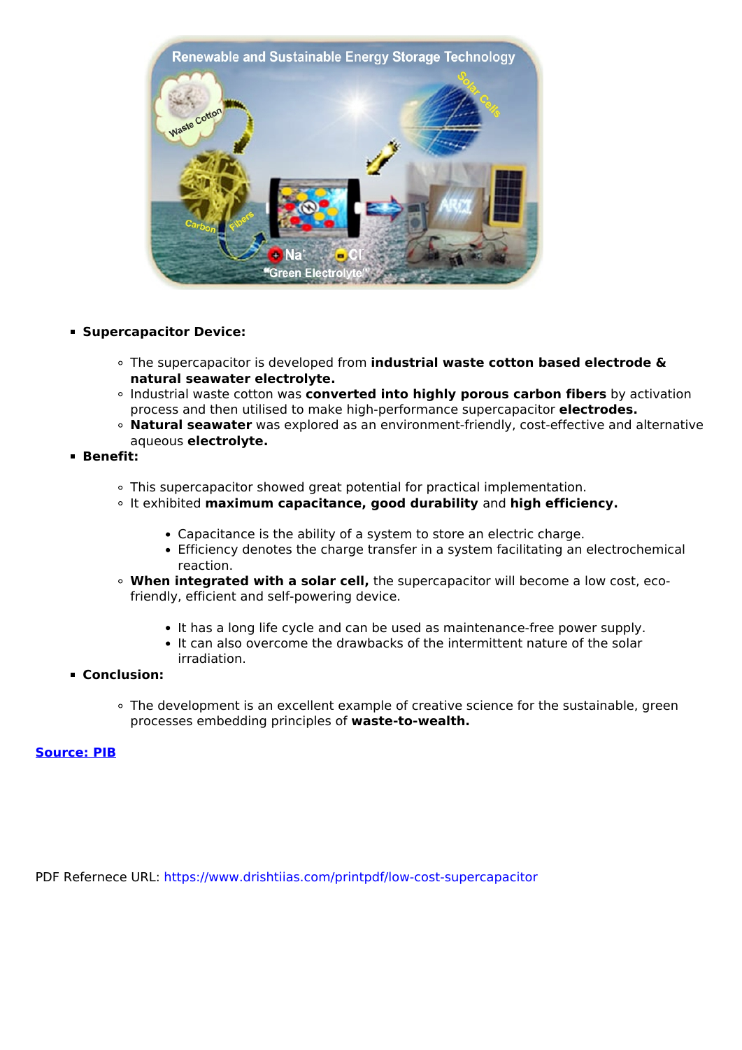- **Supercapacitor Device:**
    - The supercapacitor is developed from **industrial waste cotton based electrode & natural seawater electrolyte.**
    - Industrial waste cotton was **converted into highly porous carbon fibers** by activation process and then utilised to make high-performance supercapacitor **electrodes.**
    - **Natural seawater** was explored as an environment-friendly, cost-effective and alternative aqueous **electrolyte.**
- **Benefit:**
    - This supercapacitor showed great potential for practical implementation.
    - It exhibited **maximum capacitance, good durability** and **high efficiency.**
        - Capacitance is the ability of a system to store an electric charge.
        - Efficiency denotes the charge transfer in a system facilitating an electrochemical reaction.
    - **When integrated with a solar cell,** the supercapacitor will become a low cost, eco-friendly, efficient and self-powering device.
        - It has a long life cycle and can be used as maintenance-free power supply.
        - It can also overcome the drawbacks of the intermittent nature of the solar irradiation.
- **Conclusion:**
    - The development is an excellent example of creative science for the sustainable, green processes embedding principles of **waste-to-wealth.**

**Source: PIB**

PDF Refernece URL: https://www.drishtiias.com/printpdf/low-cost-supercapacitor